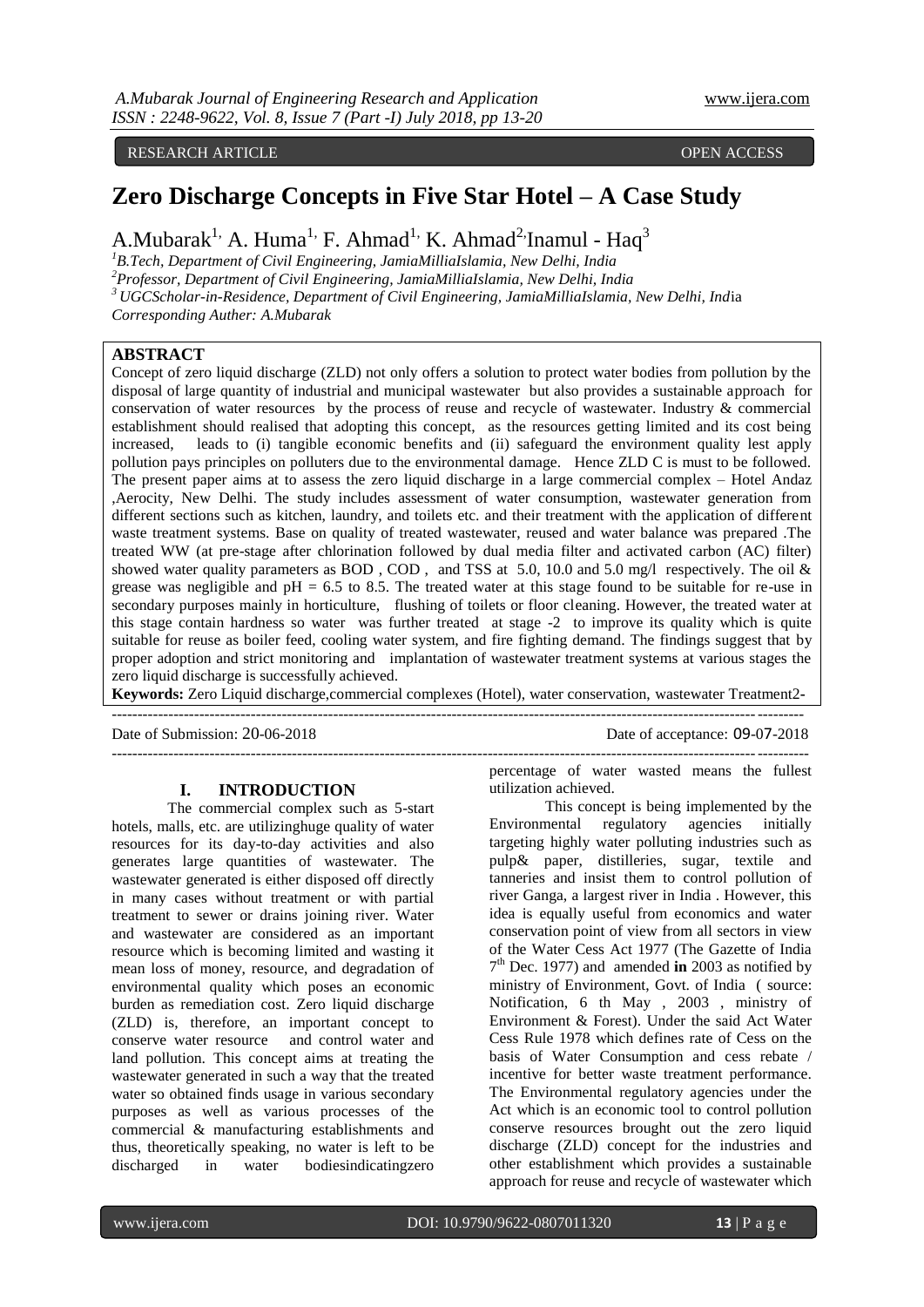RESEARCH ARTICLE OPEN ACCESS

# Zero Discharge Concepts in Five Star Hotel – A Case Study

A.Mubarak[1], A. Huma[1], F. Ahmad[1], K. Ahmad[2], Inamul - Haq[3]

[1] *B.Tech, Department of Civil Engineering, JamiaMilliaIslamia, New Delhi, India*
[2] *Professor, Department of Civil Engineering, JamiaMilliaIslamia, New Delhi, India*
[3] *UGCScholar-in-Residence, Department of Civil Engineering, JamiaMilliaIslamia, New Delhi, India*
*Corresponding Auther: A.Mubarak*

## ABSTRACT

Concept of zero liquid discharge (ZLD) not only offers a solution to protect water bodies from pollution by the disposal of large quantity of industrial and municipal wastewater but also provides a sustainable approach for conservation of water resources by the process of reuse and recycle of wastewater. Industry & commercial establishment should realised that adopting this concept, as the resources getting limited and its cost being increased, leads to (i) tangible economic benefits and (ii) safeguard the environment quality lest apply pollution pays principles on polluters due to the environmental damage. Hence ZLD C is must to be followed. The present paper aims at to assess the zero liquid discharge in a large commercial complex – Hotel Andaz ,Aerocity, New Delhi. The study includes assessment of water consumption, wastewater generation from different sections such as kitchen, laundry, and toilets etc. and their treatment with the application of different waste treatment systems. Base on quality of treated wastewater, reused and water balance was prepared .The treated WW (at pre-stage after chlorination followed by dual media filter and activated carbon (AC) filter) showed water quality parameters as BOD , COD , and TSS at 5.0, 10.0 and 5.0 mg/l respectively. The oil & grease was negligible and pH = 6.5 to 8.5. The treated water at this stage found to be suitable for re-use in secondary purposes mainly in horticulture, flushing of toilets or floor cleaning. However, the treated water at this stage contain hardness so water was further treated at stage -2 to improve its quality which is quite suitable for reuse as boiler feed, cooling water system, and fire fighting demand. The findings suggest that by proper adoption and strict monitoring and implantation of wastewater treatment systems at various stages the zero liquid discharge is successfully achieved.

**Keywords:** Zero Liquid discharge,commercial complexes (Hotel), water conservation, wastewater Treatment2-

---

Date of Submission: 20-06-2018 Date of acceptance: 09-07-2018

---

## I. INTRODUCTION

The commercial complex such as 5-start hotels, malls, etc. are utilizinghuge quality of water resources for its day-to-day activities and also generates large quantities of wastewater. The wastewater generated is either disposed off directly in many cases without treatment or with partial treatment to sewer or drains joining river. Water and wastewater are considered as an important resource which is becoming limited and wasting it mean loss of money, resource, and degradation of environmental quality which poses an economic burden as remediation cost. Zero liquid discharge (ZLD) is, therefore, an important concept to conserve water resource and control water and land pollution. This concept aims at treating the wastewater generated in such a way that the treated water so obtained finds usage in various secondary purposes as well as various processes of the commercial & manufacturing establishments and thus, theoretically speaking, no water is left to be discharged in water bodiesindicatingzero percentage of water wasted means the fullest utilization achieved.

This concept is being implemented by the Environmental regulatory agencies initially targeting highly water polluting industries such as pulp& paper, distilleries, sugar, textile and tanneries and insist them to control pollution of river Ganga, a largest river in India . However, this idea is equally useful from economics and water conservation point of view from all sectors in view of the Water Cess Act 1977 (The Gazette of India 7th Dec. 1977) and amended **in** 2003 as notified by ministry of Environment, Govt. of India ( source: Notification, 6 th May , 2003 , ministry of Environment & Forest). Under the said Act Water Cess Rule 1978 which defines rate of Cess on the basis of Water Consumption and cess rebate / incentive for better waste treatment performance. The Environmental regulatory agencies under the Act which is an economic tool to control pollution conserve resources brought out the zero liquid discharge (ZLD) concept for the industries and other establishment which provides a sustainable approach for reuse and recycle of wastewater which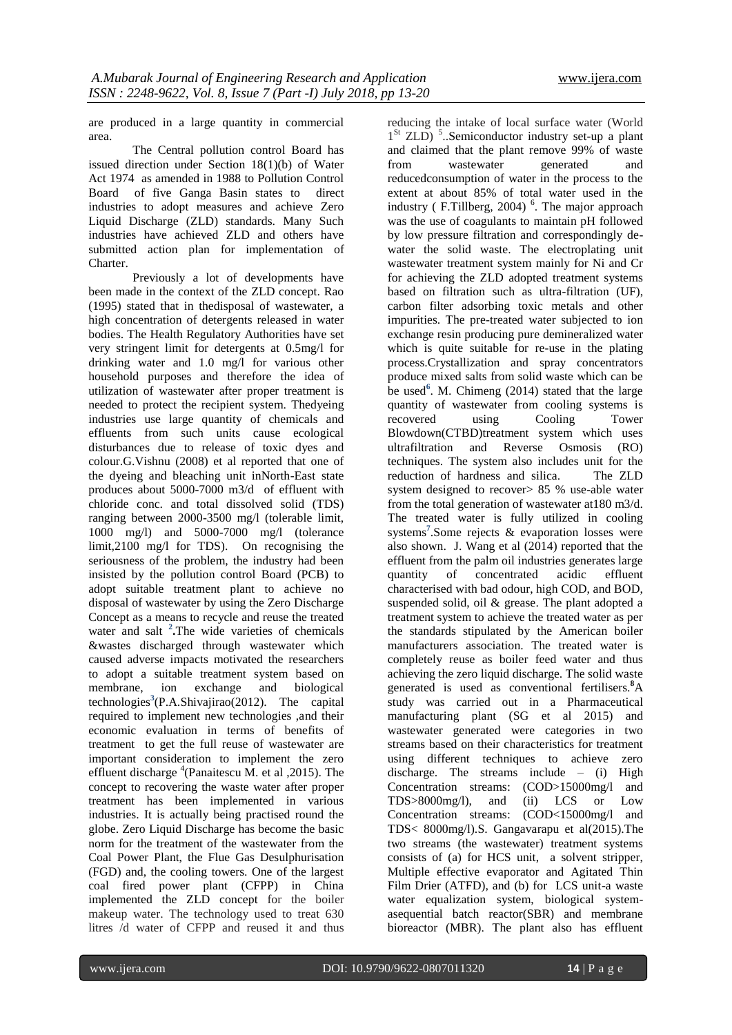are produced in a large quantity in commercial area.

The Central pollution control Board has issued direction under Section 18(1)(b) of Water Act 1974 as amended in 1988 to Pollution Control Board of five Ganga Basin states to direct industries to adopt measures and achieve Zero Liquid Discharge (ZLD) standards. Many Such industries have achieved ZLD and others have submitted action plan for implementation of Charter.

Previously a lot of developments have been made in the context of the ZLD concept. Rao (1995) stated that in thedisposal of wastewater, a high concentration of detergents released in water bodies. The Health Regulatory Authorities have set very stringent limit for detergents at 0.5mg/l for drinking water and 1.0 mg/l for various other household purposes and therefore the idea of utilization of wastewater after proper treatment is needed to protect the recipient system. Thedyeing industries use large quantity of chemicals and effluents from such units cause ecological disturbances due to release of toxic dyes and colour.G.Vishnu (2008) et al reported that one of the dyeing and bleaching unit inNorth-East state produces about 5000-7000 m3/d of effluent with chloride conc. and total dissolved solid (TDS) ranging between 2000-3500 mg/l (tolerable limit, 1000 mg/l) and 5000-7000 mg/l (tolerance limit,2100 mg/l for TDS). On recognising the seriousness of the problem, the industry had been insisted by the pollution control Board (PCB) to adopt suitable treatment plant to achieve no disposal of wastewater by using the Zero Discharge Concept as a means to recycle and reuse the treated water and salt [2]**.**The wide varieties of chemicals &wastes discharged through wastewater which caused adverse impacts motivated the researchers to adopt a suitable treatment system based on membrane, ion exchange and biological technologies[3](P.A.Shivajirao(2012). The capital required to implement new technologies ,and their economic evaluation in terms of benefits of treatment to get the full reuse of wastewater are important consideration to implement the zero effluent discharge [4](Panaitescu M. et al ,2015). The concept to recovering the waste water after proper treatment has been implemented in various industries. It is actually being practised round the globe. Zero Liquid Discharge has become the basic norm for the treatment of the wastewater from the Coal Power Plant, the Flue Gas Desulphurisation (FGD) and, the cooling towers. One of the largest coal fired power plant (CFPP) in China implemented the ZLD concept for the boiler makeup water. The technology used to treat 630 litres /d water of CFPP and reused it and thus reducing the intake of local surface water (World 1[St] ZLD) [5]..Semiconductor industry set-up a plant and claimed that the plant remove 99% of waste from wastewater generated and reducedconsumption of water in the process to the extent at about 85% of total water used in the industry ( F.Tillberg, 2004) [6]. The major approach was the use of coagulants to maintain pH followed by low pressure filtration and correspondingly de-water the solid waste. The electroplating unit wastewater treatment system mainly for Ni and Cr for achieving the ZLD adopted treatment systems based on filtration such as ultra-filtration (UF), carbon filter adsorbing toxic metals and other impurities. The pre-treated water subjected to ion exchange resin producing pure demineralized water which is quite suitable for re-use in the plating process.Crystallization and spray concentrators produce mixed salts from solid waste which can be be used[6]. M. Chimeng (2014) stated that the large quantity of wastewater from cooling systems is recovered using Cooling Tower Blowdown(CTBD)treatment system which uses ultrafiltration and Reverse Osmosis (RO) techniques. The system also includes unit for the reduction of hardness and silica. The ZLD system designed to recover> 85 % use-able water from the total generation of wastewater at180 m3/d. The treated water is fully utilized in cooling systems[7].Some rejects & evaporation losses were also shown. J. Wang et al (2014) reported that the effluent from the palm oil industries generates large quantity of concentrated acidic effluent characterised with bad odour, high COD, and BOD, suspended solid, oil & grease. The plant adopted a treatment system to achieve the treated water as per the standards stipulated by the American boiler manufacturers association. The treated water is completely reuse as boiler feed water and thus achieving the zero liquid discharge. The solid waste generated is used as conventional fertilisers.[8]A study was carried out in a Pharmaceutical manufacturing plant (SG et al 2015) and wastewater generated were categories in two streams based on their characteristics for treatment using different techniques to achieve zero discharge. The streams include – (i) High Concentration streams: (COD>15000mg/l and TDS>8000mg/l), and (ii) LCS or Low Concentration streams: (COD<15000mg/l and TDS< 8000mg/l).S. Gangavarapu et al(2015).The two streams (the wastewater) treatment systems consists of (a) for HCS unit, a solvent stripper, Multiple effective evaporator and Agitated Thin Film Drier (ATFD), and (b) for LCS unit-a waste water equalization system, biological system-asequential batch reactor(SBR) and membrane bioreactor (MBR). The plant also has effluent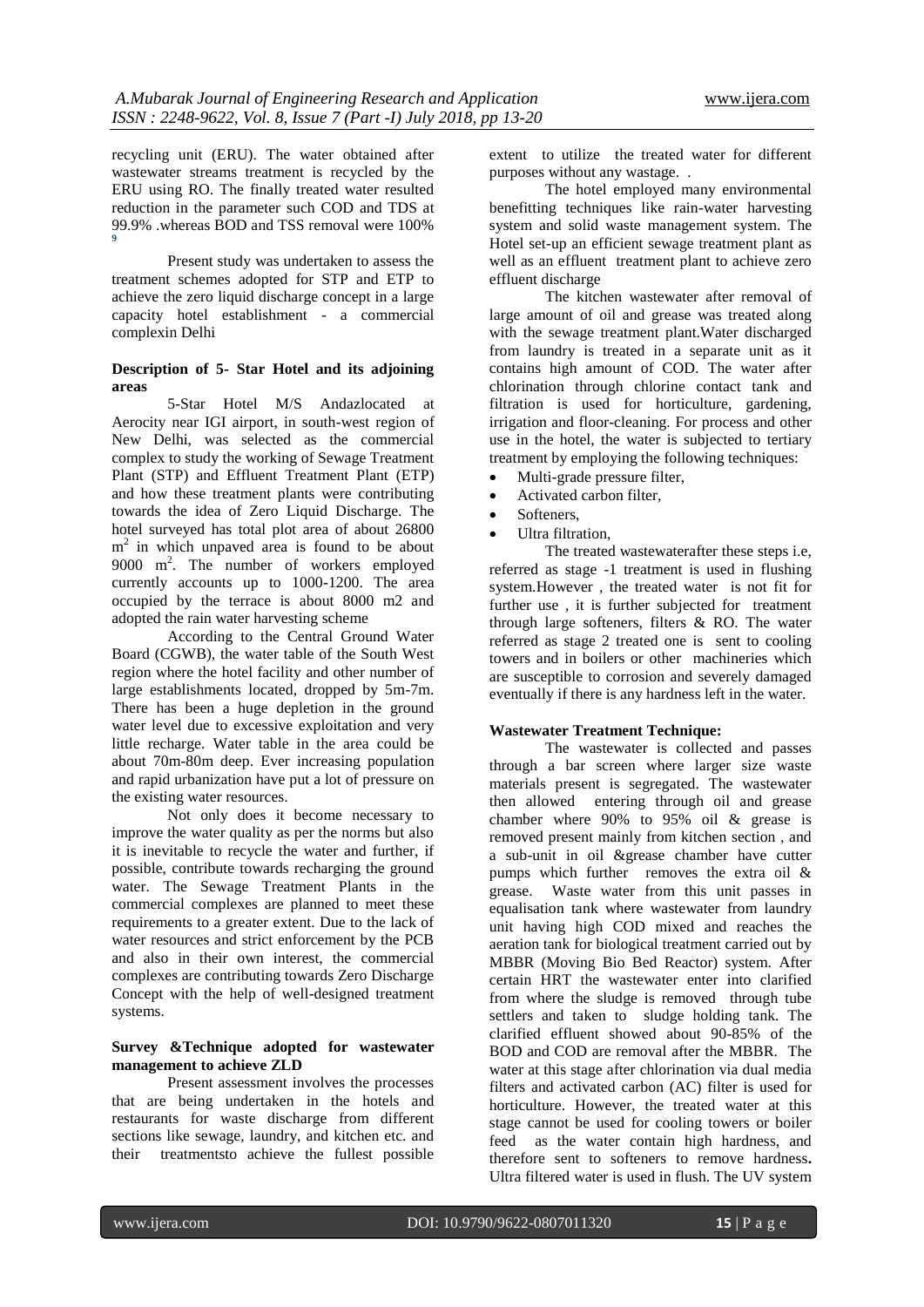recycling unit (ERU). The water obtained after wastewater streams treatment is recycled by the ERU using RO. The finally treated water resulted reduction in the parameter such COD and TDS at 99.9% .whereas BOD and TSS removal were 100% [9]

Present study was undertaken to assess the treatment schemes adopted for STP and ETP to achieve the zero liquid discharge concept in a large capacity hotel establishment - a commercial complexin Delhi

**Description of 5- Star Hotel and its adjoining areas**

5-Star Hotel M/S Andazlocated at Aerocity near IGI airport, in south-west region of New Delhi, was selected as the commercial complex to study the working of Sewage Treatment Plant (STP) and Effluent Treatment Plant (ETP) and how these treatment plants were contributing towards the idea of Zero Liquid Discharge. The hotel surveyed has total plot area of about 26800 $m^2$ in which unpaved area is found to be about 9000 $m^2$. The number of workers employed currently accounts up to 1000-1200. The area occupied by the terrace is about 8000 m2 and adopted the rain water harvesting scheme

According to the Central Ground Water Board (CGWB), the water table of the South West region where the hotel facility and other number of large establishments located, dropped by 5m-7m. There has been a huge depletion in the ground water level due to excessive exploitation and very little recharge. Water table in the area could be about 70m-80m deep. Ever increasing population and rapid urbanization have put a lot of pressure on the existing water resources.

Not only does it become necessary to improve the water quality as per the norms but also it is inevitable to recycle the water and further, if possible, contribute towards recharging the ground water. The Sewage Treatment Plants in the commercial complexes are planned to meet these requirements to a greater extent. Due to the lack of water resources and strict enforcement by the PCB and also in their own interest, the commercial complexes are contributing towards Zero Discharge Concept with the help of well-designed treatment systems.

**Survey &Technique adopted for wastewater management to achieve ZLD**

Present assessment involves the processes that are being undertaken in the hotels and restaurants for waste discharge from different sections like sewage, laundry, and kitchen etc. and their treatmentsto achieve the fullest possible extent to utilize the treated water for different purposes without any wastage. .

The hotel employed many environmental benefitting techniques like rain-water harvesting system and solid waste management system. The Hotel set-up an efficient sewage treatment plant as well as an effluent treatment plant to achieve zero effluent discharge

The kitchen wastewater after removal of large amount of oil and grease was treated along with the sewage treatment plant.Water discharged from laundry is treated in a separate unit as it contains high amount of COD. The water after chlorination through chlorine contact tank and filtration is used for horticulture, gardening, irrigation and floor-cleaning. For process and other use in the hotel, the water is subjected to tertiary treatment by employing the following techniques:

- Multi-grade pressure filter,
- Activated carbon filter,
- Softeners,
- Ultra filtration,

The treated wastewaterafter these steps i.e, referred as stage -1 treatment is used in flushing system.However , the treated water is not fit for further use , it is further subjected for treatment through large softeners, filters & RO. The water referred as stage 2 treated one is sent to cooling towers and in boilers or other machineries which are susceptible to corrosion and severely damaged eventually if there is any hardness left in the water.

**Wastewater Treatment Technique:**

The wastewater is collected and passes through a bar screen where larger size waste materials present is segregated. The wastewater then allowed entering through oil and grease chamber where 90% to 95% oil & grease is removed present mainly from kitchen section , and a sub-unit in oil &grease chamber have cutter pumps which further removes the extra oil & grease. Waste water from this unit passes in equalisation tank where wastewater from laundry unit having high COD mixed and reaches the aeration tank for biological treatment carried out by MBBR (Moving Bio Bed Reactor) system. After certain HRT the wastewater enter into clarified from where the sludge is removed through tube settlers and taken to sludge holding tank. The clarified effluent showed about 90-85% of the BOD and COD are removal after the MBBR. The water at this stage after chlorination via dual media filters and activated carbon (AC) filter is used for horticulture. However, the treated water at this stage cannot be used for cooling towers or boiler feed as the water contain high hardness, and therefore sent to softeners to remove hardness**.** Ultra filtered water is used in flush. The UV system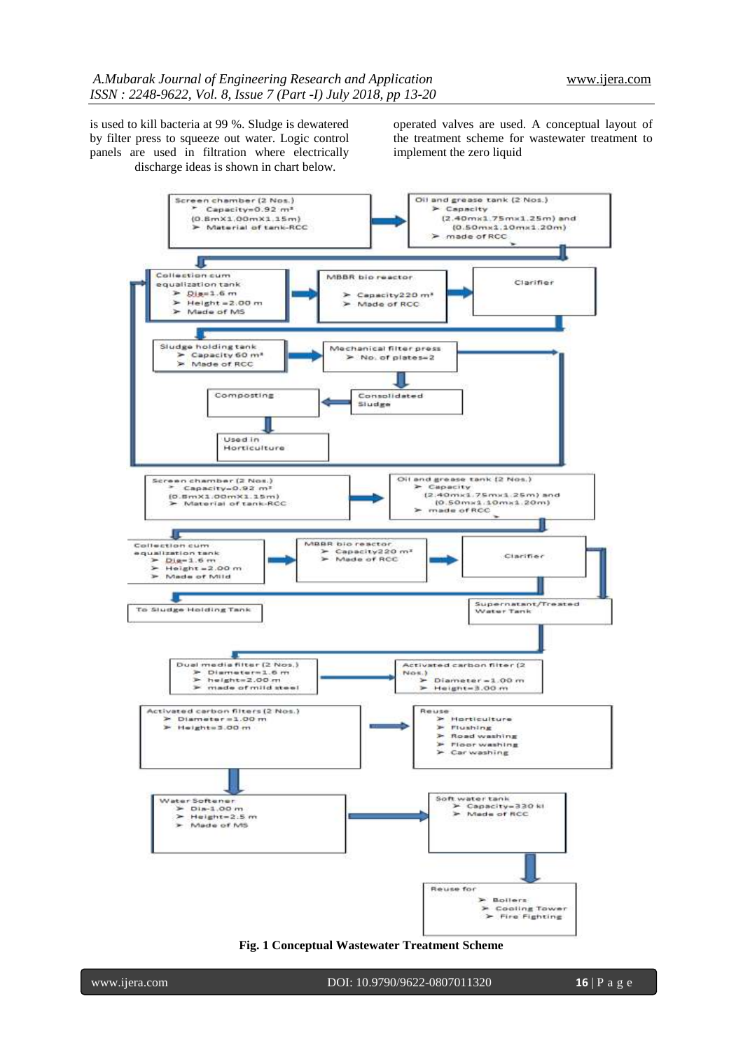is used to kill bacteria at 99 %. Sludge is dewatered by filter press to squeeze out water. Logic control panels are used in filtration where electrically operated valves are used. A conceptual layout of the treatment scheme for wastewater treatment to implement the zero liquid discharge ideas is shown in chart below.

Screen chamber (2 Nos.)
- Capacity=0.92 m³ (0.8mX1.00mX1.15m)
- Material of tank-RCC

Oil and grease tank (2 Nos.)
- Capacity (2.40mx1.75mx1.25m) and (0.50mx1.10mx1.20m)
- made of RCC

Collection cum equalization tank
- Dia=1.6 m
- Height =2.00 m
- Made of MS

MBBR bio reactor
- Capacity220 m³
- Made of RCC

Clarifier

Sludge holding tank
- Capacity 60 m³
- Made of RCC

Mechanical filter press
- No. of plates=2

Consolidated Sludge

Composting

Used in Horticulture

Screen chamber (2 Nos.)
- Capacity=0.92 m³ (0.8mX1.00mX1.15m)
- Material of tank-RCC

Oil and grease tank (2 Nos.)
- Capacity (2.40mx1.75mx1.25m) and (0.50mx1.10mx1.20m)
- made of RCC

Collection cum equalization tank
- Dia=1.6 m
- Height =2.00 m
- Made of Mild

MBBR bio reactor
- Capacity220 m³
- Made of RCC

Clarifier

To Sludge Holding Tank

Supernatant/Treated Water Tank

Dual media filter (2 Nos.)
- Diameter=1.6 m
- height=2.00 m
- made of mild steel

Activated carbon filter (2 Nos.)
- Diameter =1.00 m
- Height=3.00 m

Activated carbon filters (2 Nos.)
- Diameter =1.00 m
- Height=3.00 m

Reuse
- Horticulture
- Flushing
- Road washing
- Floor washing
- Car washing

Water Softener
- Dia-1.00 m
- Height=2.5 m
- Made of MS

Soft water tank
- Capacity=330 kl
- Made of RCC

Reuse for
- Boilers
- Cooling Tower
- Fire Fighting

**Fig. 1 Conceptual Wastewater Treatment Scheme**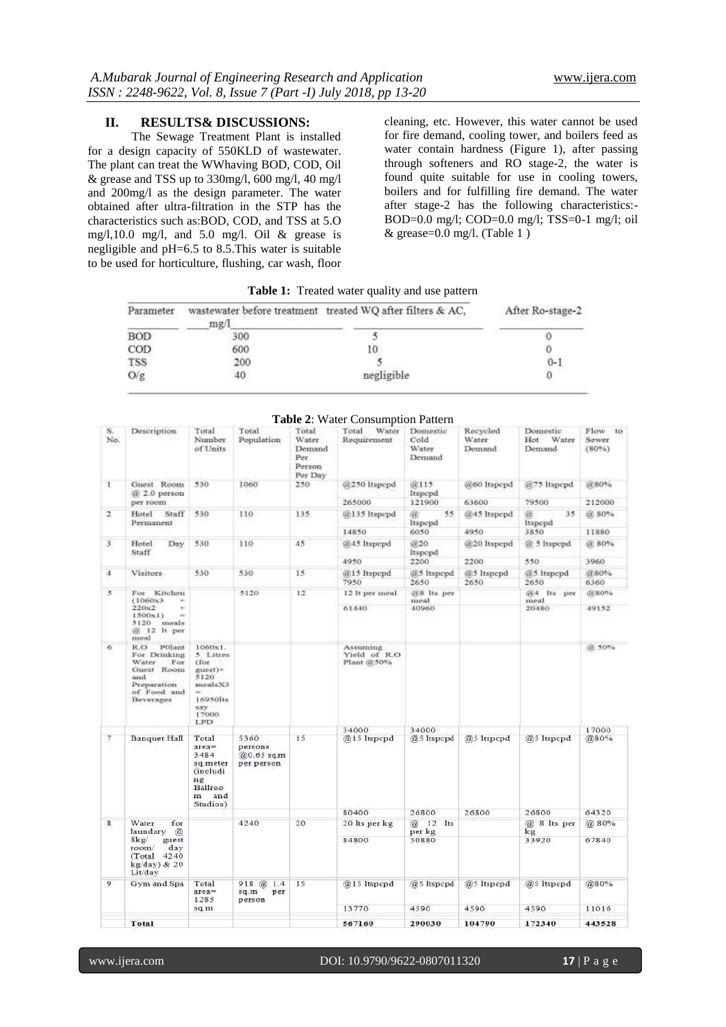## II. RESULTS& DISCUSSIONS:

The Sewage Treatment Plant is installed for a design capacity of 550KLD of wastewater. The plant can treat the WWhaving BOD, COD, Oil & grease and TSS up to 330mg/l, 600 mg/l, 40 mg/l and 200mg/l as the design parameter. The water obtained after ultra-filtration in the STP has the characteristics such as:BOD, COD, and TSS at 5.O mg/l,10.0 mg/l, and 5.0 mg/l. Oil & grease is negligible and pH=6.5 to 8.5.This water is suitable to be used for horticulture, flushing, car wash, floor cleaning, etc. However, this water cannot be used for fire demand, cooling tower, and boilers feed as water contain hardness (Figure 1), after passing through softeners and RO stage-2, the water is found quite suitable for use in cooling towers, boilers and for fulfilling fire demand. The water after stage-2 has the following characteristics:- BOD=0.0 mg/l; COD=0.0 mg/l; TSS=0-1 mg/l; oil & grease=0.0 mg/l. (Table 1 )

**Table 1:** Treated water quality and use pattern

| Parameter | wastewater before treatment mg/l | treated WQ after filters & AC, | After Ro-stage-2 |
|---|---|---|---|
| BOD | 300 | 5 | 0 |
| COD | 600 | 10 | 0 |
| TSS | 200 | 5 | 0-1 |
| O/g | 40 | negligible | 0 |

**Table 2**: Water Consumption Pattern

| S. No. | Description | Total Number of Units | Total Population | Total Water Demand Per Person Per Day | Total Water Requirement | Domestic Cold Water Demand | Recycled Water Demand | Domestic Hot Water Demand | Flow to Sewer (80%) |
|---|---|---|---|---|---|---|---|---|---|
| 1 | Guest Room @ 2.0 person per room | 530 | 1060 | 250 | @250 ltspcpd | @115 ltspcpd | @60 ltspcpd | @75 ltspcpd | @80% |
| | | | | | 265000 | 121900 | 63600 | 79500 | 212000 |
| 2 | Hotel Staff Permanent | 530 | 110 | 135 | @135 ltspcpd | @ 55 ltspcpd | @45 ltspcpd | @ 35 ltspcpd | @ 80% |
| | | | | | 14850 | 6050 | 4950 | 3850 | 11880 |
| 3 | Hotel Day Staff | 530 | 110 | 45 | @45 ltspcpd | @20 ltspcpd | @20 ltspcpd | @ 5 ltspcpd | @ 80% |
| | | | | | 4950 | 2200 | 2200 | 550 | 3960 |
| 4 | Visitors | 530 | 530 | 15 | @15 ltspcpd | @5 ltspcpd | @5 ltspcpd | @5 ltspcpd | @80% |
| | | | | | 7950 | 2650 | 2650 | 2650 | 6360 |
| 5 | For Kitchen (1060x3 + 220x2 + 1500x1) = 5120 meals @ 12 lt per meal | | 5120 | 12 | 12 lt per meal | @8 lts per meal | | @4 lts per meal | @80% |
| | | | | | 61440 | 40960 | | 20480 | 49152 |
| 6 | R.O POlant For Drinking Water For Guest Room and Preparation of Food and Beverages | 1060x1. 5 Litres (for guest)+ 5120 mealsX3 = 16950lts say 17000 LPD | | | Assuming Yield of R.O Plant @50% | | | | @ 50% |
| | | | | | 34000 | 34000 | | | 17000 |
| 7 | Banquet Hall | Total area= 3484 sq.meter (including Ballroom and Studios) | 5360 persons @0.65 sq.m per person | 15 | @15 ltspcpd | @5 ltspcpd | @5 ltspcpd | @5 ltspcpd | @80% |
| | | | | | 80400 | 26800 | 26800 | 26800 | 64320 |
| 8 | Water for laundary @ 8kg/ guest room/ day (Total 4240 kg/day) & 20 Lit/day | | 4240 | 20 | 20 lts per kg | @ 12 lts per kg | | @ 8 lts per kg | @ 80% |
| | | | | | 84800 | 50880 | | 33920 | 67840 |
| 9 | Gym and Spa | Total area= 1285 sq.m | 918 @ 1.4 sq.m per person | 15 | @15 ltspcpd | @5 ltspcpd | @5 ltspcpd | @5 ltspcpd | @80% |
| | | | | | 13770 | 4590 | 4590 | 4590 | 11016 |
| | Total | | | | 567160 | 290030 | 104790 | 172340 | 443528 |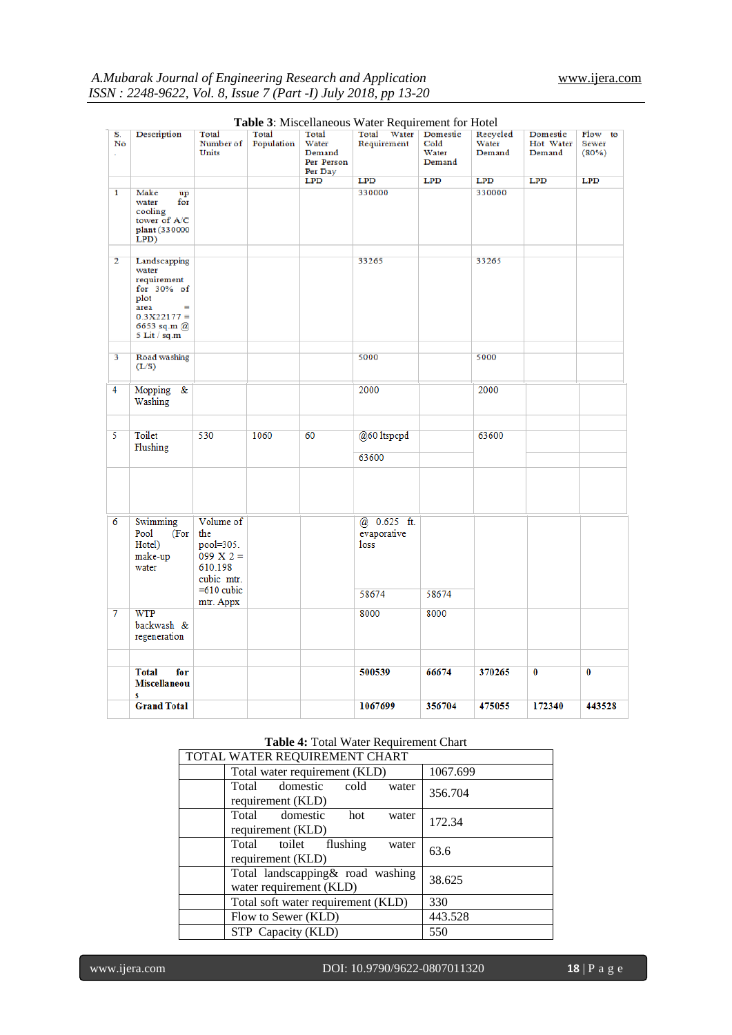**Table 3**: Miscellaneous Water Requirement for Hotel

| S. No. | Description | Total Number of Units | Total Population | Total Water Demand Per Person Per Day | Total Water Requirement | Domestic Cold Water Demand | Recycled Water Demand | Domestic Hot Water Demand | Flow to Sewer (80%) |
|---|---|---|---|---|---|---|---|---|---|
| | | | | LPD | LPD | LPD | LPD | LPD | LPD |
| 1 | Make up water for cooling tower of A/C plant (330000 LPD) | | | | 330000 | | 330000 | | |
| 2 | Landscapping water requirement for 30% of plot area = 0.3X22177 = 6653 sq.m @ 5 Lit / sq.m | | | | 33265 | | 33265 | | |
| 3 | Road washing (L/S) | | | | 5000 | | 5000 | | |
| 4 | Mopping & Washing | | | | 2000 | | 2000 | | |
| 5 | Toilet Flushing | 530 | 1060 | 60 | @60 ltspcpd 63600 | | 63600 | | |
| 6 | Swimming Pool (For Hotel) make-up water | Volume of the pool=305.099 X 2 = 610.198 cubic mtr. =610 cubic mtr. Appx | | | @ 0.625 ft. evaporative loss 58674 | 58674 | | | |
| 7 | WTP backwash & regeneration | | | | 8000 | 8000 | | | |
| | **Total for Miscellaneous** | | | | **500539** | **66674** | **370265** | **0** | **0** |
| | **Grand Total** | | | | **1067699** | **356704** | **475055** | **172340** | **443528** |

**Table 4:** Total Water Requirement Chart

| TOTAL WATER REQUIREMENT CHART | | |
|---|---|---|
| | Total water requirement (KLD) | 1067.699 |
| | Total domestic cold water requirement (KLD) | 356.704 |
| | Total domestic hot water requirement (KLD) | 172.34 |
| | Total toilet flushing water requirement (KLD) | 63.6 |
| | Total landscapping& road washing water requirement (KLD) | 38.625 |
| | Total soft water requirement (KLD) | 330 |
| | Flow to Sewer (KLD) | 443.528 |
| | STP Capacity (KLD) | 550 |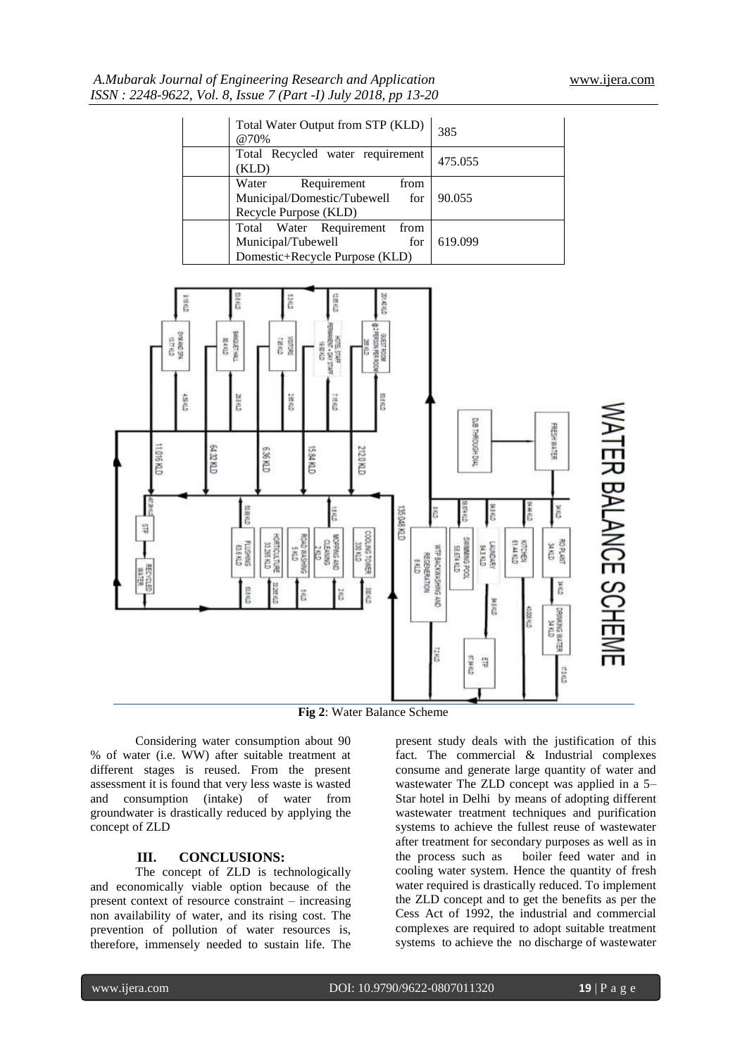| | | |
|---|---|---|
| | Total Water Output from STP (KLD) @70% | 385 |
| | Total Recycled water requirement (KLD) | 475.055 |
| | Water Requirement from Municipal/Domestic/Tubewell for Recycle Purpose (KLD) | 90.055 |
| | Total Water Requirement from Municipal/Tubewell for Domestic+Recycle Purpose (KLD) | 619.099 |

**Fig 2**: Water Balance Scheme

Considering water consumption about 90 % of water (i.e. WW) after suitable treatment at different stages is reused. From the present assessment it is found that very less waste is wasted and consumption (intake) of water from groundwater is drastically reduced by applying the concept of ZLD

## III. CONCLUSIONS:

The concept of ZLD is technologically and economically viable option because of the present context of resource constraint – increasing non availability of water, and its rising cost. The prevention of pollution of water resources is, therefore, immensely needed to sustain life. The present study deals with the justification of this fact. The commercial & Industrial complexes consume and generate large quantity of water and wastewater The ZLD concept was applied in a 5–Star hotel in Delhi by means of adopting different wastewater treatment techniques and purification systems to achieve the fullest reuse of wastewater after treatment for secondary purposes as well as in the process such as boiler feed water and in cooling water system. Hence the quantity of fresh water required is drastically reduced. To implement the ZLD concept and to get the benefits as per the Cess Act of 1992, the industrial and commercial complexes are required to adopt suitable treatment systems to achieve the no discharge of wastewater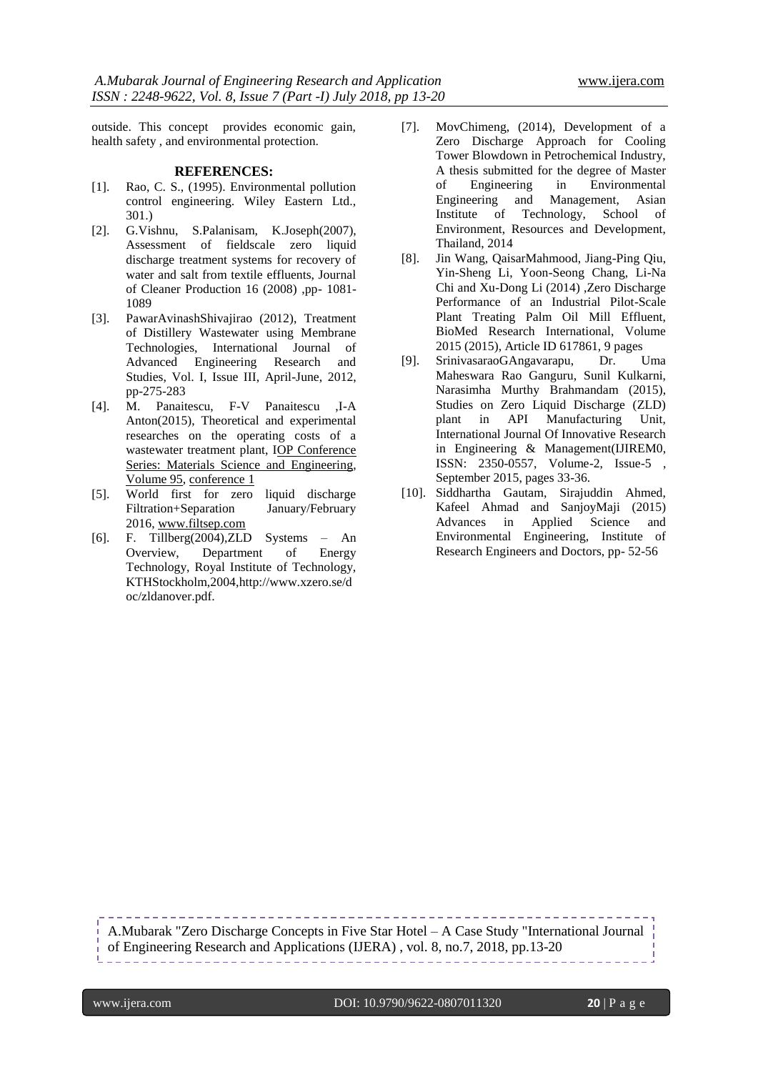outside. This concept provides economic gain, health safety , and environmental protection.

## REFERENCES:

[1]. Rao, C. S., (1995). Environmental pollution control engineering. Wiley Eastern Ltd., 301.)

[2]. G.Vishnu, S.Palanisam, K.Joseph(2007), Assessment of fieldscale zero liquid discharge treatment systems for recovery of water and salt from textile effluents, Journal of Cleaner Production 16 (2008) ,pp- 1081-1089

[3]. PawarAvinashShivajirao (2012), Treatment of Distillery Wastewater using Membrane Technologies, International Journal of Advanced Engineering Research and Studies, Vol. I, Issue III, April-June, 2012, pp-275-283

[4]. M. Panaitescu, F-V Panaitescu ,I-A Anton(2015), Theoretical and experimental researches on the operating costs of a wastewater treatment plant, IOP Conference Series: Materials Science and Engineering, Volume 95, conference 1

[5]. World first for zero liquid discharge Filtration+Separation January/February 2016, www.filtsep.com

[6]. F. Tillberg(2004),ZLD Systems – An Overview, Department of Energy Technology, Royal Institute of Technology, KTHStockholm,2004,http://www.xzero.se/doc/zldanover.pdf.

[7]. MovChimeng, (2014), Development of a Zero Discharge Approach for Cooling Tower Blowdown in Petrochemical Industry, A thesis submitted for the degree of Master of Engineering in Environmental Engineering and Management, Asian Institute of Technology, School of Environment, Resources and Development, Thailand, 2014

[8]. Jin Wang, QaisarMahmood, Jiang-Ping Qiu, Yin-Sheng Li, Yoon-Seong Chang, Li-Na Chi and Xu-Dong Li (2014) ,Zero Discharge Performance of an Industrial Pilot-Scale Plant Treating Palm Oil Mill Effluent, BioMed Research International, Volume 2015 (2015), Article ID 617861, 9 pages

[9]. SrinivasaraoGAngavarapu, Dr. Uma Maheswara Rao Ganguru, Sunil Kulkarni, Narasimha Murthy Brahmandam (2015), Studies on Zero Liquid Discharge (ZLD) plant in API Manufacturing Unit, International Journal Of Innovative Research in Engineering & Management(IJIREM0, ISSN: 2350-0557, Volume-2, Issue-5 , September 2015, pages 33-36.

[10]. Siddhartha Gautam, Sirajuddin Ahmed, Kafeel Ahmad and SanjoyMaji (2015) Advances in Applied Science and Environmental Engineering, Institute of Research Engineers and Doctors, pp- 52-56

A.Mubarak "Zero Discharge Concepts in Five Star Hotel – A Case Study "International Journal of Engineering Research and Applications (IJERA) , vol. 8, no.7, 2018, pp.13-20